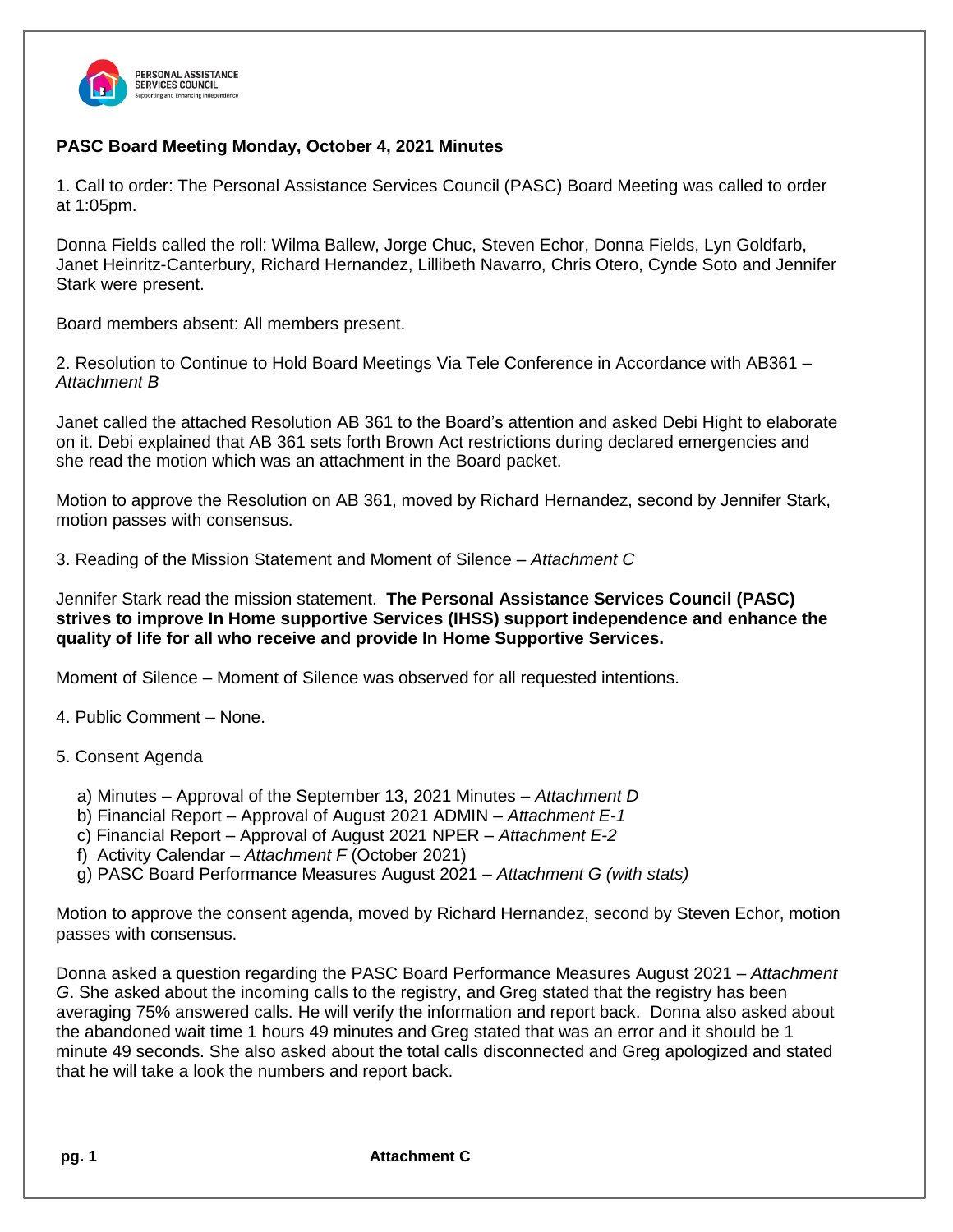PERSONAL ASSISTANCE SERVICES COUNCIL
Supporting and Enhancing Independence

**PASC Board Meeting Monday, October 4, 2021 Minutes**

1. Call to order: The Personal Assistance Services Council (PASC) Board Meeting was called to order at 1:05pm.

Donna Fields called the roll: Wilma Ballew, Jorge Chuc, Steven Echor, Donna Fields, Lyn Goldfarb, Janet Heinritz-Canterbury, Richard Hernandez, Lillibeth Navarro, Chris Otero, Cynde Soto and Jennifer Stark were present.

Board members absent: All members present.

2. Resolution to Continue to Hold Board Meetings Via Tele Conference in Accordance with AB361 – *Attachment B*

Janet called the attached Resolution AB 361 to the Board's attention and asked Debi Hight to elaborate on it. Debi explained that AB 361 sets forth Brown Act restrictions during declared emergencies and she read the motion which was an attachment in the Board packet.

Motion to approve the Resolution on AB 361, moved by Richard Hernandez, second by Jennifer Stark, motion passes with consensus.

3. Reading of the Mission Statement and Moment of Silence – *Attachment C*

Jennifer Stark read the mission statement. **The Personal Assistance Services Council (PASC) strives to improve In Home supportive Services (IHSS) support independence and enhance the quality of life for all who receive and provide In Home Supportive Services.**

Moment of Silence – Moment of Silence was observed for all requested intentions.

4. Public Comment – None.

5. Consent Agenda

a) Minutes – Approval of the September 13, 2021 Minutes – *Attachment D*
b) Financial Report – Approval of August 2021 ADMIN – *Attachment E-1*
c) Financial Report – Approval of August 2021 NPER – *Attachment E-2*
f) Activity Calendar – *Attachment F* (October 2021)
g) PASC Board Performance Measures August 2021 – *Attachment G (with stats)*

Motion to approve the consent agenda, moved by Richard Hernandez, second by Steven Echor, motion passes with consensus.

Donna asked a question regarding the PASC Board Performance Measures August 2021 – *Attachment G*. She asked about the incoming calls to the registry, and Greg stated that the registry has been averaging 75% answered calls. He will verify the information and report back. Donna also asked about the abandoned wait time 1 hours 49 minutes and Greg stated that was an error and it should be 1 minute 49 seconds. She also asked about the total calls disconnected and Greg apologized and stated that he will take a look the numbers and report back.

**Attachment C**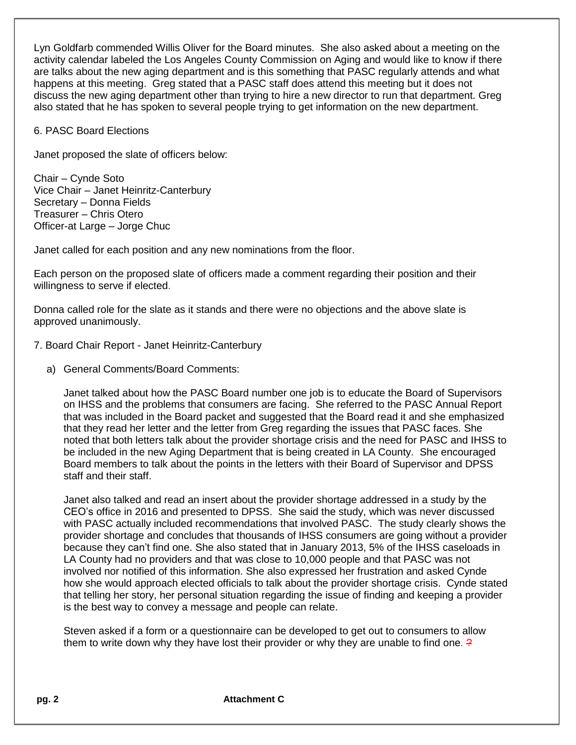Lyn Goldfarb commended Willis Oliver for the Board minutes. She also asked about a meeting on the activity calendar labeled the Los Angeles County Commission on Aging and would like to know if there are talks about the new aging department and is this something that PASC regularly attends and what happens at this meeting. Greg stated that a PASC staff does attend this meeting but it does not discuss the new aging department other than trying to hire a new director to run that department. Greg also stated that he has spoken to several people trying to get information on the new department.

6. PASC Board Elections

Janet proposed the slate of officers below:

Chair – Cynde Soto
Vice Chair – Janet Heinritz-Canterbury
Secretary – Donna Fields
Treasurer – Chris Otero
Officer-at Large – Jorge Chuc

Janet called for each position and any new nominations from the floor.

Each person on the proposed slate of officers made a comment regarding their position and their willingness to serve if elected.

Donna called role for the slate as it stands and there were no objections and the above slate is approved unanimously.

7. Board Chair Report - Janet Heinritz-Canterbury

a) General Comments/Board Comments:

   Janet talked about how the PASC Board number one job is to educate the Board of Supervisors on IHSS and the problems that consumers are facing. She referred to the PASC Annual Report that was included in the Board packet and suggested that the Board read it and she emphasized that they read her letter and the letter from Greg regarding the issues that PASC faces. She noted that both letters talk about the provider shortage crisis and the need for PASC and IHSS to be included in the new Aging Department that is being created in LA County. She encouraged Board members to talk about the points in the letters with their Board of Supervisor and DPSS staff and their staff.

   Janet also talked and read an insert about the provider shortage addressed in a study by the CEO's office in 2016 and presented to DPSS. She said the study, which was never discussed with PASC actually included recommendations that involved PASC. The study clearly shows the provider shortage and concludes that thousands of IHSS consumers are going without a provider because they can't find one. She also stated that in January 2013, 5% of the IHSS caseloads in LA County had no providers and that was close to 10,000 people and that PASC was not involved nor notified of this information. She also expressed her frustration and asked Cynde how she would approach elected officials to talk about the provider shortage crisis. Cynde stated that telling her story, her personal situation regarding the issue of finding and keeping a provider is the best way to convey a message and people can relate.

   Steven asked if a form or a questionnaire can be developed to get out to consumers to allow them to write down why they have lost their provider or why they are unable to find one. ?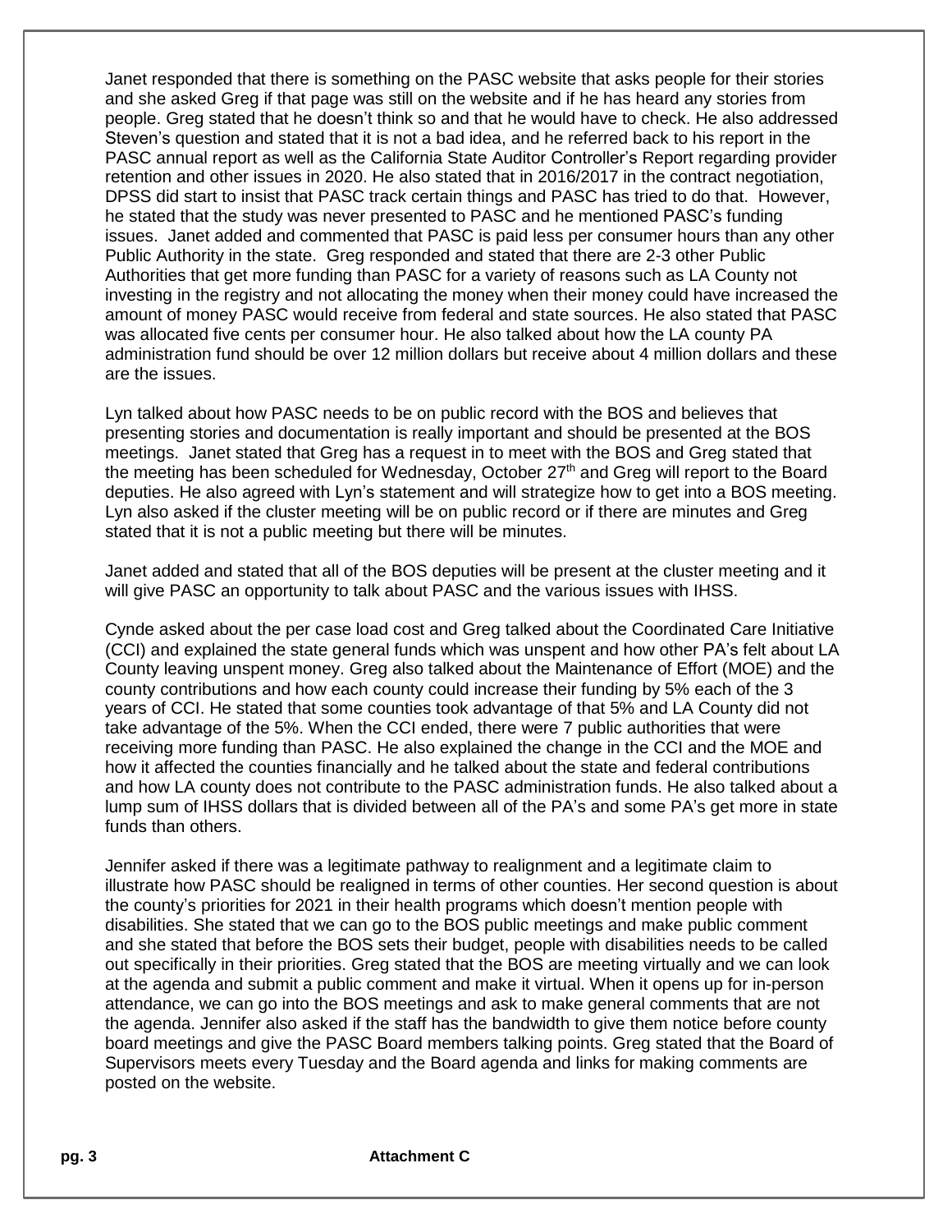Janet responded that there is something on the PASC website that asks people for their stories and she asked Greg if that page was still on the website and if he has heard any stories from people. Greg stated that he doesn't think so and that he would have to check. He also addressed Steven's question and stated that it is not a bad idea, and he referred back to his report in the PASC annual report as well as the California State Auditor Controller's Report regarding provider retention and other issues in 2020. He also stated that in 2016/2017 in the contract negotiation, DPSS did start to insist that PASC track certain things and PASC has tried to do that. However, he stated that the study was never presented to PASC and he mentioned PASC's funding issues. Janet added and commented that PASC is paid less per consumer hours than any other Public Authority in the state. Greg responded and stated that there are 2-3 other Public Authorities that get more funding than PASC for a variety of reasons such as LA County not investing in the registry and not allocating the money when their money could have increased the amount of money PASC would receive from federal and state sources. He also stated that PASC was allocated five cents per consumer hour. He also talked about how the LA county PA administration fund should be over 12 million dollars but receive about 4 million dollars and these are the issues.

Lyn talked about how PASC needs to be on public record with the BOS and believes that presenting stories and documentation is really important and should be presented at the BOS meetings. Janet stated that Greg has a request in to meet with the BOS and Greg stated that the meeting has been scheduled for Wednesday, October 27th and Greg will report to the Board deputies. He also agreed with Lyn's statement and will strategize how to get into a BOS meeting. Lyn also asked if the cluster meeting will be on public record or if there are minutes and Greg stated that it is not a public meeting but there will be minutes.

Janet added and stated that all of the BOS deputies will be present at the cluster meeting and it will give PASC an opportunity to talk about PASC and the various issues with IHSS.

Cynde asked about the per case load cost and Greg talked about the Coordinated Care Initiative (CCI) and explained the state general funds which was unspent and how other PA's felt about LA County leaving unspent money. Greg also talked about the Maintenance of Effort (MOE) and the county contributions and how each county could increase their funding by 5% each of the 3 years of CCI. He stated that some counties took advantage of that 5% and LA County did not take advantage of the 5%. When the CCI ended, there were 7 public authorities that were receiving more funding than PASC. He also explained the change in the CCI and the MOE and how it affected the counties financially and he talked about the state and federal contributions and how LA county does not contribute to the PASC administration funds. He also talked about a lump sum of IHSS dollars that is divided between all of the PA's and some PA's get more in state funds than others.

Jennifer asked if there was a legitimate pathway to realignment and a legitimate claim to illustrate how PASC should be realigned in terms of other counties. Her second question is about the county's priorities for 2021 in their health programs which doesn't mention people with disabilities. She stated that we can go to the BOS public meetings and make public comment and she stated that before the BOS sets their budget, people with disabilities needs to be called out specifically in their priorities. Greg stated that the BOS are meeting virtually and we can look at the agenda and submit a public comment and make it virtual. When it opens up for in-person attendance, we can go into the BOS meetings and ask to make general comments that are not the agenda. Jennifer also asked if the staff has the bandwidth to give them notice before county board meetings and give the PASC Board members talking points. Greg stated that the Board of Supervisors meets every Tuesday and the Board agenda and links for making comments are posted on the website.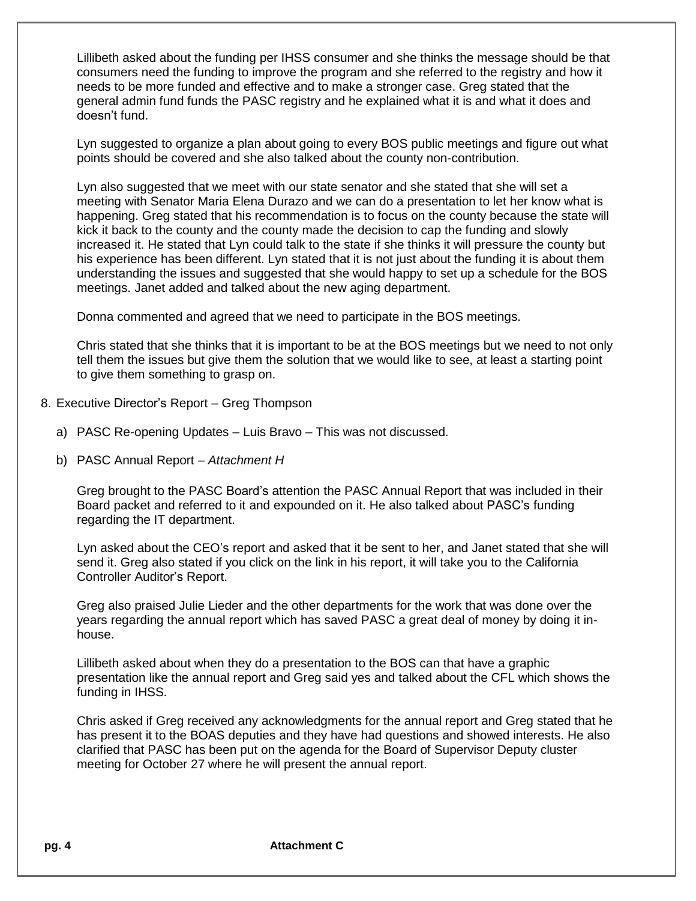Lillibeth asked about the funding per IHSS consumer and she thinks the message should be that consumers need the funding to improve the program and she referred to the registry and how it needs to be more funded and effective and to make a stronger case. Greg stated that the general admin fund funds the PASC registry and he explained what it is and what it does and doesn't fund.

Lyn suggested to organize a plan about going to every BOS public meetings and figure out what points should be covered and she also talked about the county non-contribution.

Lyn also suggested that we meet with our state senator and she stated that she will set a meeting with Senator Maria Elena Durazo and we can do a presentation to let her know what is happening. Greg stated that his recommendation is to focus on the county because the state will kick it back to the county and the county made the decision to cap the funding and slowly increased it. He stated that Lyn could talk to the state if she thinks it will pressure the county but his experience has been different. Lyn stated that it is not just about the funding it is about them understanding the issues and suggested that she would happy to set up a schedule for the BOS meetings. Janet added and talked about the new aging department.

Donna commented and agreed that we need to participate in the BOS meetings.

Chris stated that she thinks that it is important to be at the BOS meetings but we need to not only tell them the issues but give them the solution that we would like to see, at least a starting point to give them something to grasp on.

8. Executive Director's Report – Greg Thompson

   a) PASC Re-opening Updates – Luis Bravo – This was not discussed.

   b) PASC Annual Report – *Attachment H*

      Greg brought to the PASC Board's attention the PASC Annual Report that was included in their Board packet and referred to it and expounded on it. He also talked about PASC's funding regarding the IT department.

      Lyn asked about the CEO's report and asked that it be sent to her, and Janet stated that she will send it. Greg also stated if you click on the link in his report, it will take you to the California Controller Auditor's Report.

      Greg also praised Julie Lieder and the other departments for the work that was done over the years regarding the annual report which has saved PASC a great deal of money by doing it in-house.

      Lillibeth asked about when they do a presentation to the BOS can that have a graphic presentation like the annual report and Greg said yes and talked about the CFL which shows the funding in IHSS.

      Chris asked if Greg received any acknowledgments for the annual report and Greg stated that he has present it to the BOAS deputies and they have had questions and showed interests. He also clarified that PASC has been put on the agenda for the Board of Supervisor Deputy cluster meeting for October 27 where he will present the annual report.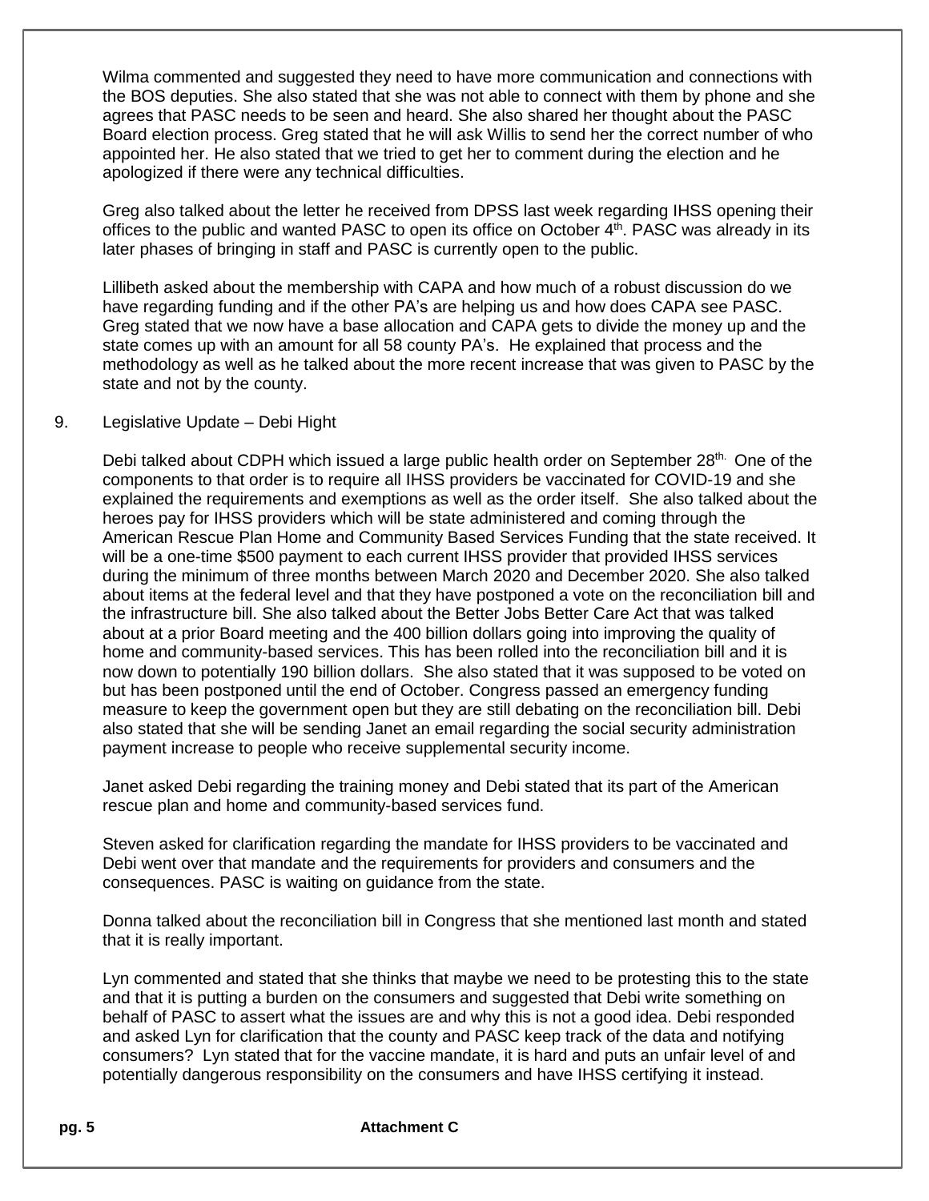Wilma commented and suggested they need to have more communication and connections with the BOS deputies. She also stated that she was not able to connect with them by phone and she agrees that PASC needs to be seen and heard. She also shared her thought about the PASC Board election process. Greg stated that he will ask Willis to send her the correct number of who appointed her. He also stated that we tried to get her to comment during the election and he apologized if there were any technical difficulties.

Greg also talked about the letter he received from DPSS last week regarding IHSS opening their offices to the public and wanted PASC to open its office on October 4th. PASC was already in its later phases of bringing in staff and PASC is currently open to the public.

Lillibeth asked about the membership with CAPA and how much of a robust discussion do we have regarding funding and if the other PA's are helping us and how does CAPA see PASC. Greg stated that we now have a base allocation and CAPA gets to divide the money up and the state comes up with an amount for all 58 county PA's. He explained that process and the methodology as well as he talked about the more recent increase that was given to PASC by the state and not by the county.

9. Legislative Update – Debi Hight

Debi talked about CDPH which issued a large public health order on September 28th. One of the components to that order is to require all IHSS providers be vaccinated for COVID-19 and she explained the requirements and exemptions as well as the order itself. She also talked about the heroes pay for IHSS providers which will be state administered and coming through the American Rescue Plan Home and Community Based Services Funding that the state received. It will be a one-time $500 payment to each current IHSS provider that provided IHSS services during the minimum of three months between March 2020 and December 2020. She also talked about items at the federal level and that they have postponed a vote on the reconciliation bill and the infrastructure bill. She also talked about the Better Jobs Better Care Act that was talked about at a prior Board meeting and the 400 billion dollars going into improving the quality of home and community-based services. This has been rolled into the reconciliation bill and it is now down to potentially 190 billion dollars. She also stated that it was supposed to be voted on but has been postponed until the end of October. Congress passed an emergency funding measure to keep the government open but they are still debating on the reconciliation bill. Debi also stated that she will be sending Janet an email regarding the social security administration payment increase to people who receive supplemental security income.

Janet asked Debi regarding the training money and Debi stated that its part of the American rescue plan and home and community-based services fund.

Steven asked for clarification regarding the mandate for IHSS providers to be vaccinated and Debi went over that mandate and the requirements for providers and consumers and the consequences. PASC is waiting on guidance from the state.

Donna talked about the reconciliation bill in Congress that she mentioned last month and stated that it is really important.

Lyn commented and stated that she thinks that maybe we need to be protesting this to the state and that it is putting a burden on the consumers and suggested that Debi write something on behalf of PASC to assert what the issues are and why this is not a good idea. Debi responded and asked Lyn for clarification that the county and PASC keep track of the data and notifying consumers? Lyn stated that for the vaccine mandate, it is hard and puts an unfair level of and potentially dangerous responsibility on the consumers and have IHSS certifying it instead.

Attachment C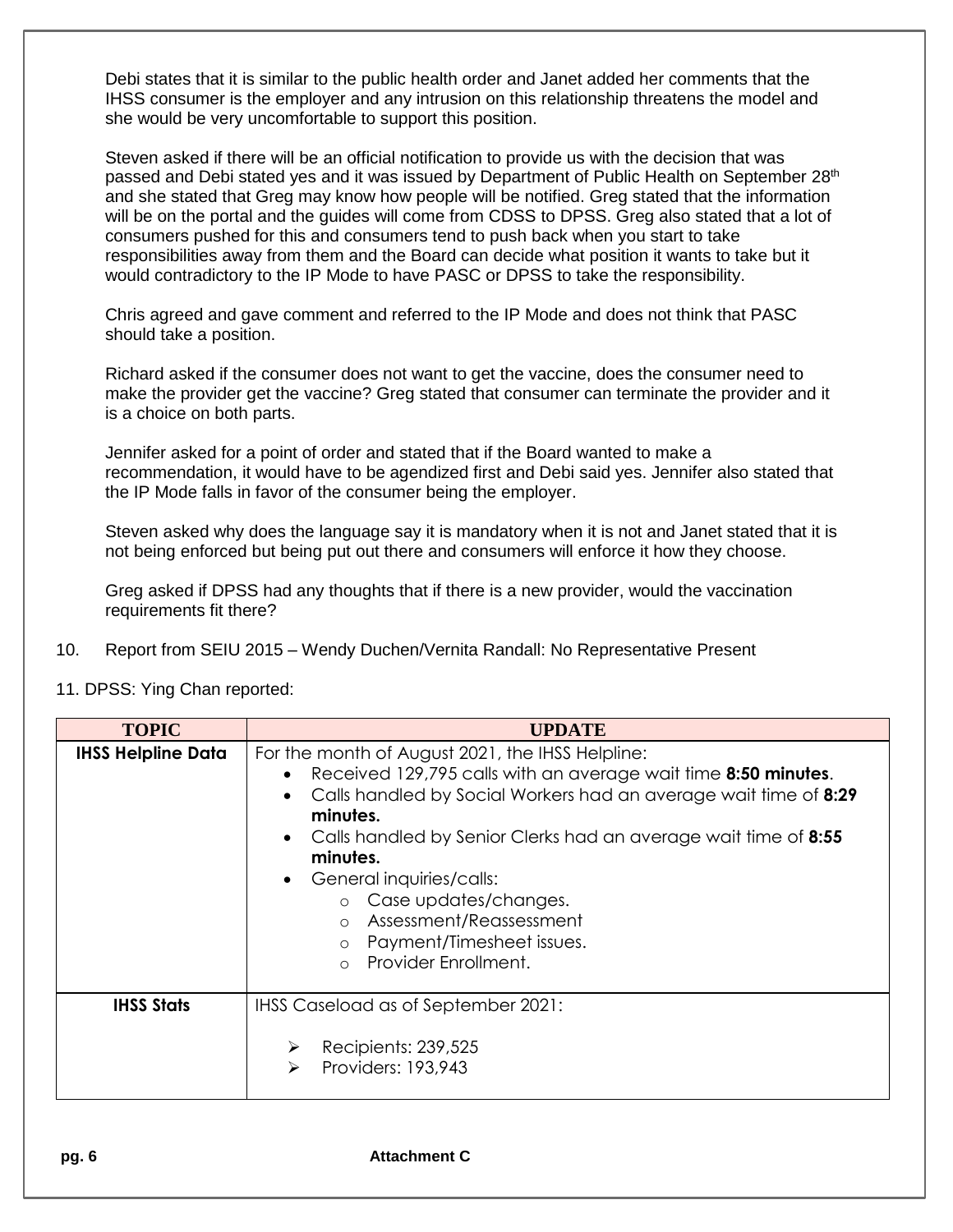Debi states that it is similar to the public health order and Janet added her comments that the IHSS consumer is the employer and any intrusion on this relationship threatens the model and she would be very uncomfortable to support this position.

Steven asked if there will be an official notification to provide us with the decision that was passed and Debi stated yes and it was issued by Department of Public Health on September 28th and she stated that Greg may know how people will be notified. Greg stated that the information will be on the portal and the guides will come from CDSS to DPSS. Greg also stated that a lot of consumers pushed for this and consumers tend to push back when you start to take responsibilities away from them and the Board can decide what position it wants to take but it would contradictory to the IP Mode to have PASC or DPSS to take the responsibility.

Chris agreed and gave comment and referred to the IP Mode and does not think that PASC should take a position.

Richard asked if the consumer does not want to get the vaccine, does the consumer need to make the provider get the vaccine? Greg stated that consumer can terminate the provider and it is a choice on both parts.

Jennifer asked for a point of order and stated that if the Board wanted to make a recommendation, it would have to be agendized first and Debi said yes. Jennifer also stated that the IP Mode falls in favor of the consumer being the employer.

Steven asked why does the language say it is mandatory when it is not and Janet stated that it is not being enforced but being put out there and consumers will enforce it how they choose.

Greg asked if DPSS had any thoughts that if there is a new provider, would the vaccination requirements fit there?

10. Report from SEIU 2015 – Wendy Duchen/Vernita Randall: No Representative Present

11. DPSS: Ying Chan reported:

| TOPIC | UPDATE |
|---|---|
| **IHSS Helpline Data** | For the month of August 2021, the IHSS Helpline:<br>• Received 129,795 calls with an average wait time **8:50 minutes**.<br>• Calls handled by Social Workers had an average wait time of **8:29 minutes.**<br>• Calls handled by Senior Clerks had an average wait time of **8:55 minutes.**<br>• General inquiries/calls:<br>  ○ Case updates/changes.<br>  ○ Assessment/Reassessment<br>  ○ Payment/Timesheet issues.<br>  ○ Provider Enrollment. |
| **IHSS Stats** | IHSS Caseload as of September 2021:<br>➢ Recipients: 239,525<br>➢ Providers: 193,943 |

Attachment C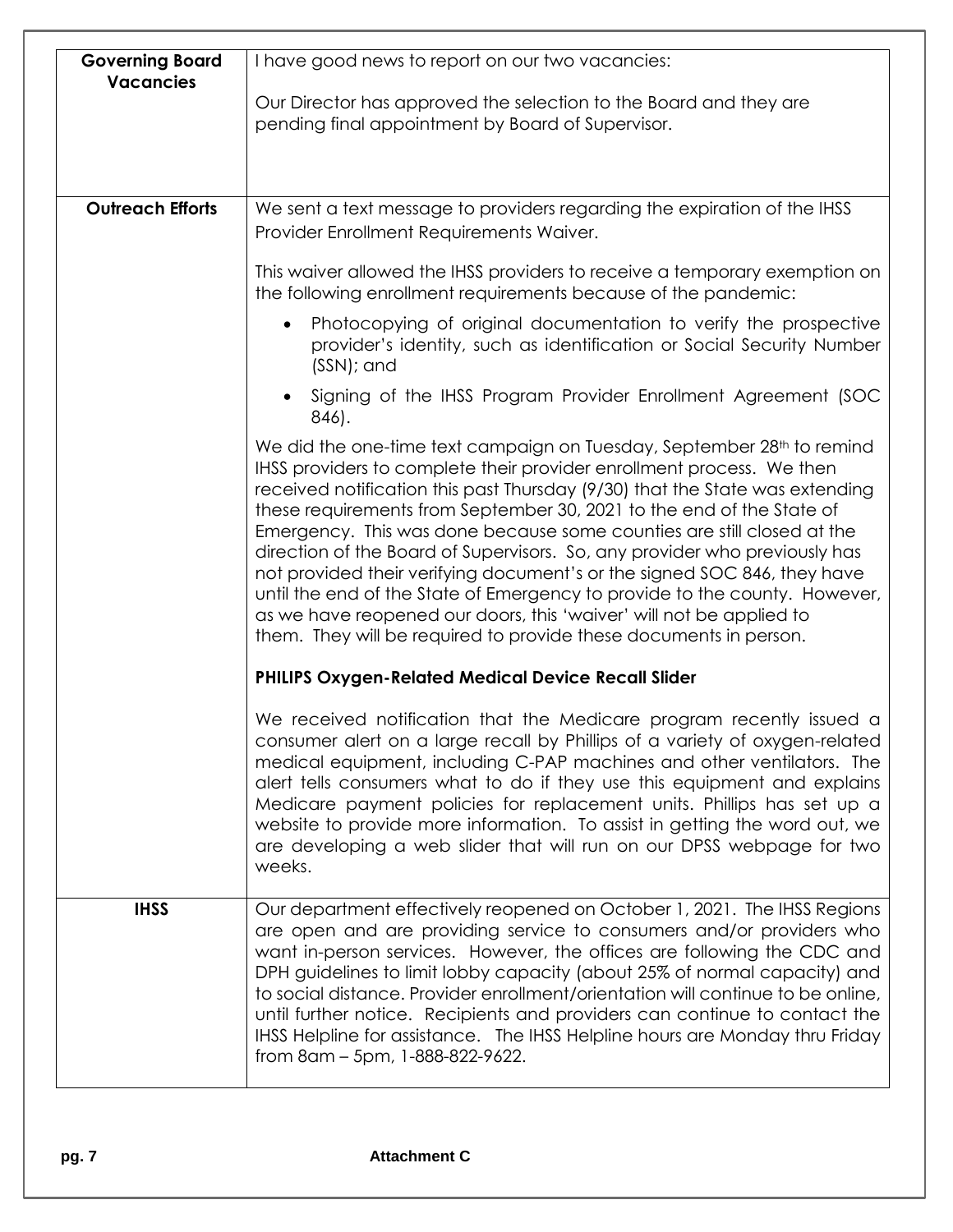| Governing Board Vacancies | I have good news to report on our two vacancies:<br><br>Our Director has approved the selection to the Board and they are pending final appointment by Board of Supervisor. |
|---|---|
| **Outreach Efforts** | We sent a text message to providers regarding the expiration of the IHSS Provider Enrollment Requirements Waiver.<br><br>This waiver allowed the IHSS providers to receive a temporary exemption on the following enrollment requirements because of the pandemic:<br><br>• Photocopying of original documentation to verify the prospective provider's identity, such as identification or Social Security Number (SSN); and<br>• Signing of the IHSS Program Provider Enrollment Agreement (SOC 846).<br><br>We did the one-time text campaign on Tuesday, September 28th to remind IHSS providers to complete their provider enrollment process. We then received notification this past Thursday (9/30) that the State was extending these requirements from September 30, 2021 to the end of the State of Emergency. This was done because some counties are still closed at the direction of the Board of Supervisors. So, any provider who previously has not provided their verifying document's or the signed SOC 846, they have until the end of the State of Emergency to provide to the county. However, as we have reopened our doors, this 'waiver' will not be applied to them. They will be required to provide these documents in person.<br><br>**PHILIPS Oxygen-Related Medical Device Recall Slider**<br><br>We received notification that the Medicare program recently issued a consumer alert on a large recall by Phillips of a variety of oxygen-related medical equipment, including C-PAP machines and other ventilators. The alert tells consumers what to do if they use this equipment and explains Medicare payment policies for replacement units. Phillips has set up a website to provide more information. To assist in getting the word out, we are developing a web slider that will run on our DPSS webpage for two weeks. |
| **IHSS** | Our department effectively reopened on October 1, 2021. The IHSS Regions are open and are providing service to consumers and/or providers who want in-person services. However, the offices are following the CDC and DPH guidelines to limit lobby capacity (about 25% of normal capacity) and to social distance. Provider enrollment/orientation will continue to be online, until further notice. Recipients and providers can continue to contact the IHSS Helpline for assistance. The IHSS Helpline hours are Monday thru Friday from 8am – 5pm, 1-888-822-9622. |

Attachment C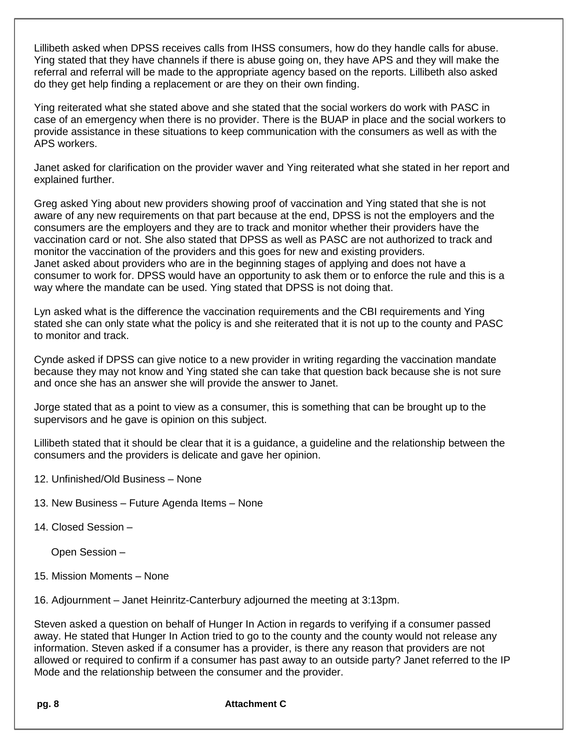Lillibeth asked when DPSS receives calls from IHSS consumers, how do they handle calls for abuse. Ying stated that they have channels if there is abuse going on, they have APS and they will make the referral and referral will be made to the appropriate agency based on the reports. Lillibeth also asked do they get help finding a replacement or are they on their own finding.

Ying reiterated what she stated above and she stated that the social workers do work with PASC in case of an emergency when there is no provider. There is the BUAP in place and the social workers to provide assistance in these situations to keep communication with the consumers as well as with the APS workers.

Janet asked for clarification on the provider waver and Ying reiterated what she stated in her report and explained further.

Greg asked Ying about new providers showing proof of vaccination and Ying stated that she is not aware of any new requirements on that part because at the end, DPSS is not the employers and the consumers are the employers and they are to track and monitor whether their providers have the vaccination card or not. She also stated that DPSS as well as PASC are not authorized to track and monitor the vaccination of the providers and this goes for new and existing providers.
Janet asked about providers who are in the beginning stages of applying and does not have a consumer to work for. DPSS would have an opportunity to ask them or to enforce the rule and this is a way where the mandate can be used. Ying stated that DPSS is not doing that.

Lyn asked what is the difference the vaccination requirements and the CBI requirements and Ying stated she can only state what the policy is and she reiterated that it is not up to the county and PASC to monitor and track.

Cynde asked if DPSS can give notice to a new provider in writing regarding the vaccination mandate because they may not know and Ying stated she can take that question back because she is not sure and once she has an answer she will provide the answer to Janet.

Jorge stated that as a point to view as a consumer, this is something that can be brought up to the supervisors and he gave is opinion on this subject.

Lillibeth stated that it should be clear that it is a guidance, a guideline and the relationship between the consumers and the providers is delicate and gave her opinion.

12. Unfinished/Old Business – None

13. New Business – Future Agenda Items – None

14. Closed Session –

    Open Session –

15. Mission Moments – None

16. Adjournment – Janet Heinritz-Canterbury adjourned the meeting at 3:13pm.

Steven asked a question on behalf of Hunger In Action in regards to verifying if a consumer passed away. He stated that Hunger In Action tried to go to the county and the county would not release any information. Steven asked if a consumer has a provider, is there any reason that providers are not allowed or required to confirm if a consumer has past away to an outside party? Janet referred to the IP Mode and the relationship between the consumer and the provider.

**Attachment C**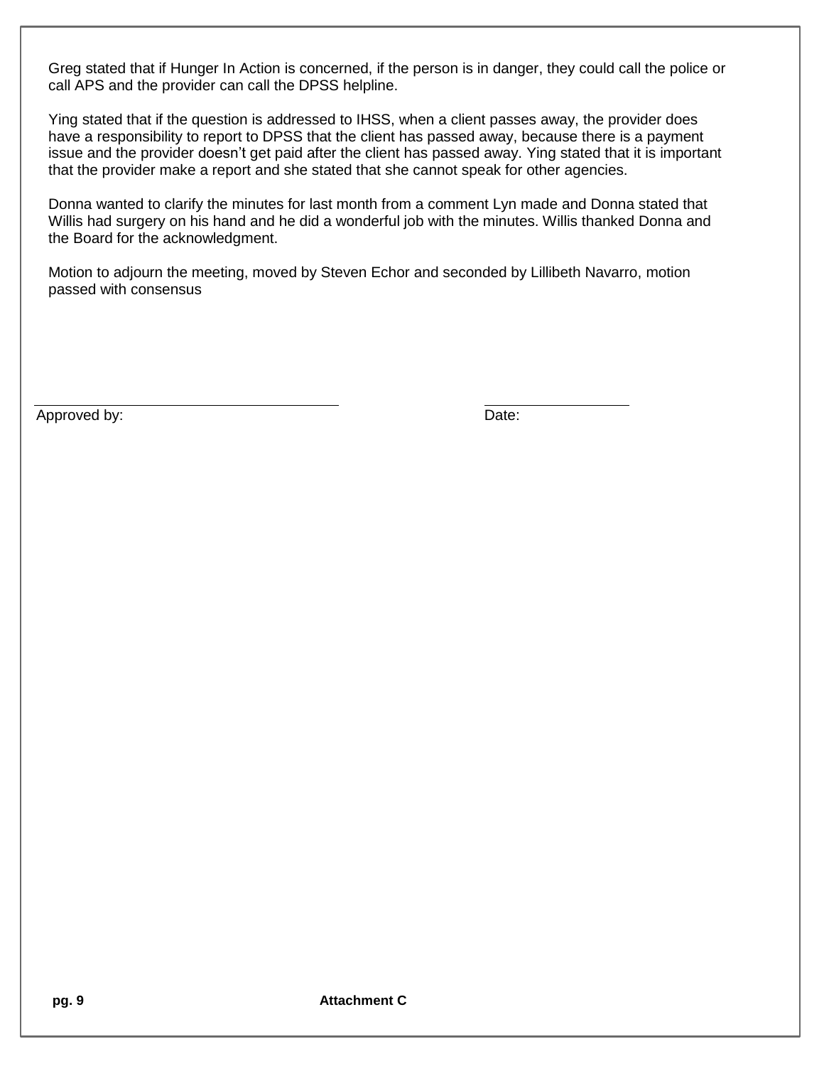Greg stated that if Hunger In Action is concerned, if the person is in danger, they could call the police or call APS and the provider can call the DPSS helpline.

Ying stated that if the question is addressed to IHSS, when a client passes away, the provider does have a responsibility to report to DPSS that the client has passed away, because there is a payment issue and the provider doesn't get paid after the client has passed away. Ying stated that it is important that the provider make a report and she stated that she cannot speak for other agencies.

Donna wanted to clarify the minutes for last month from a comment Lyn made and Donna stated that Willis had surgery on his hand and he did a wonderful job with the minutes. Willis thanked Donna and the Board for the acknowledgment.

Motion to adjourn the meeting, moved by Steven Echor and seconded by Lillibeth Navarro, motion passed with consensus

Approved by: ______________________________ Date: ______________

**Attachment C**